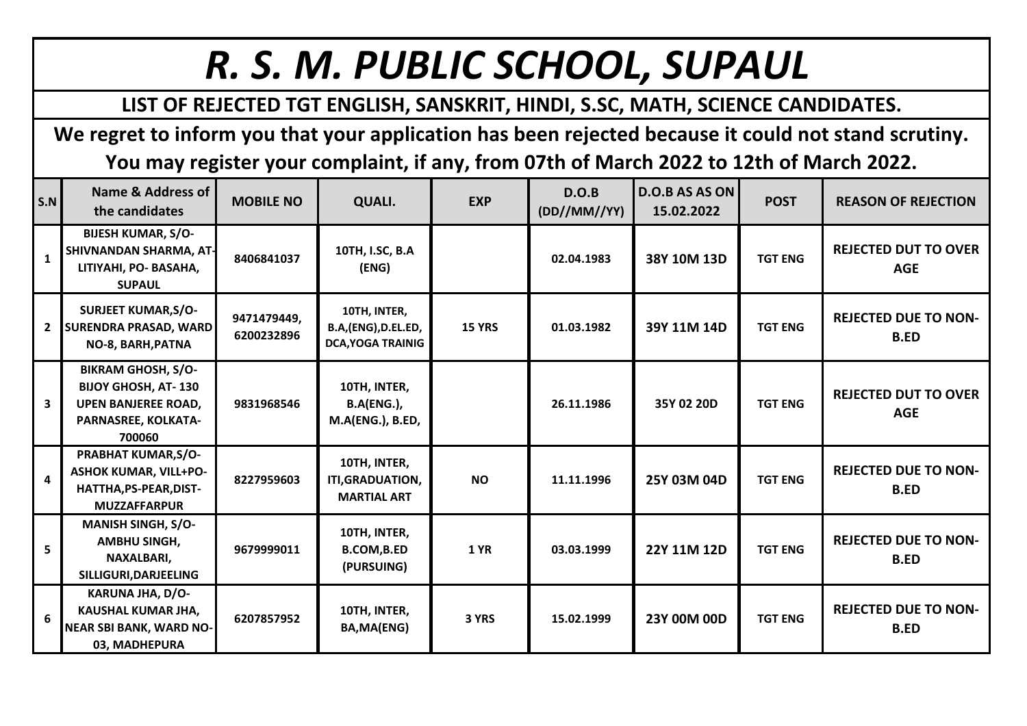# R. S. M. PUBLIC SCHOOL, SUPAUL

## LIST OF REJECTED TGT ENGLISH, SANSKRIT, HINDI, S.SC, MATH, SCIENCE CANDIDATES.

**We regret to inform you that your application has been rejected because it could not stand scrutiny. You may register your complaint, if any, from 07th of March 2022 to 12th of March 2022.**

| S.N | Name & Address of the candidates | MOBILE NO | QUALI. | EXP | D.O.B (DD//MM//YY) | D.O.B AS AS ON 15.02.2022 | POST | REASON OF REJECTION |
|---|---|---|---|---|---|---|---|---|
| 1 | BIJESH KUMAR, S/O- SHIVNANDAN SHARMA, AT-LITIYAHI, PO- BASAHA, SUPAUL | 8406841037 | 10TH, I.SC, B.A (ENG) | | 02.04.1983 | 38Y 10M 13D | TGT ENG | REJECTED DUT TO OVER AGE |
| 2 | SURJEET KUMAR,S/O- SURENDRA PRASAD, WARD NO-8, BARH,PATNA | 9471479449, 6200232896 | 10TH, INTER, B.A,(ENG),D.EL.ED, DCA,YOGA TRAINIG | 15 YRS | 01.03.1982 | 39Y 11M 14D | TGT ENG | REJECTED DUE TO NON-B.ED |
| 3 | BIKRAM GHOSH, S/O- BIJOY GHOSH, AT- 130 UPEN BANJEREE ROAD, PARNASREE, KOLKATA-700060 | 9831968546 | 10TH, INTER, B.A(ENG.), M.A(ENG.), B.ED, | | 26.11.1986 | 35Y 02 20D | TGT ENG | REJECTED DUT TO OVER AGE |
| 4 | PRABHAT KUMAR,S/O- ASHOK KUMAR, VILL+PO-HATTHA,PS-PEAR,DIST-MUZZAFFARPUR | 8227959603 | 10TH, INTER, ITI,GRADUATION, MARTIAL ART | NO | 11.11.1996 | 25Y 03M 04D | TGT ENG | REJECTED DUE TO NON-B.ED |
| 5 | MANISH SINGH, S/O- AMBHU SINGH, NAXALBARI, SILLIGURI,DARJEELING | 9679999011 | 10TH, INTER, B.COM,B.ED (PURSUING) | 1 YR | 03.03.1999 | 22Y 11M 12D | TGT ENG | REJECTED DUE TO NON-B.ED |
| 6 | KARUNA JHA, D/O- KAUSHAL KUMAR JHA, NEAR SBI BANK, WARD NO-03, MADHEPURA | 6207857952 | 10TH, INTER, BA,MA(ENG) | 3 YRS | 15.02.1999 | 23Y 00M 00D | TGT ENG | REJECTED DUE TO NON-B.ED |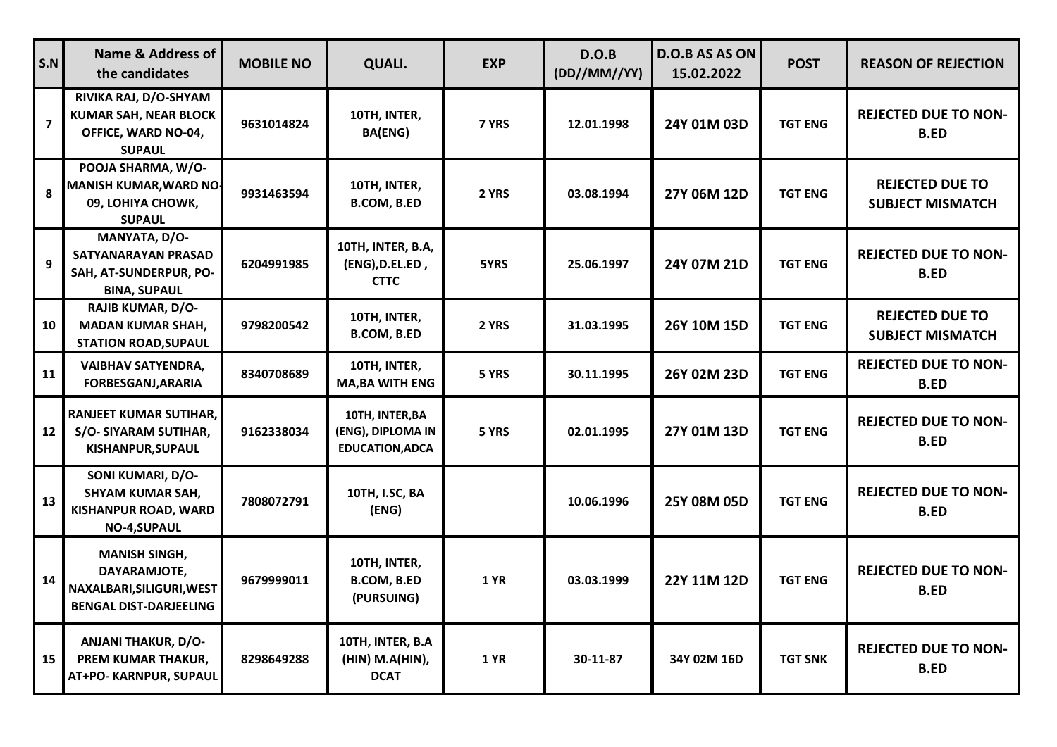| S.N | Name & Address of the candidates | MOBILE NO | QUALI. | EXP | D.O.B (DD//MM//YY) | D.O.B AS AS ON 15.02.2022 | POST | REASON OF REJECTION |
|---|---|---|---|---|---|---|---|---|
| 7 | RIVIKA RAJ, D/O-SHYAM KUMAR SAH, NEAR BLOCK OFFICE, WARD NO-04, SUPAUL | 9631014824 | 10TH, INTER, BA(ENG) | 7 YRS | 12.01.1998 | 24Y 01M 03D | TGT ENG | REJECTED DUE TO NON-B.ED |
| 8 | POOJA SHARMA, W/O-MANISH KUMAR,WARD NO-09, LOHIYA CHOWK, SUPAUL | 9931463594 | 10TH, INTER, B.COM, B.ED | 2 YRS | 03.08.1994 | 27Y 06M 12D | TGT ENG | REJECTED DUE TO SUBJECT MISMATCH |
| 9 | MANYATA, D/O-SATYANARAYAN PRASAD SAH, AT-SUNDERPUR, PO-BINA, SUPAUL | 6204991985 | 10TH, INTER, B.A, (ENG),D.EL.ED , CTTC | 5YRS | 25.06.1997 | 24Y 07M 21D | TGT ENG | REJECTED DUE TO NON-B.ED |
| 10 | RAJIB KUMAR, D/O-MADAN KUMAR SHAH, STATION ROAD,SUPAUL | 9798200542 | 10TH, INTER, B.COM, B.ED | 2 YRS | 31.03.1995 | 26Y 10M 15D | TGT ENG | REJECTED DUE TO SUBJECT MISMATCH |
| 11 | VAIBHAV SATYENDRA, FORBESGANJ,ARARIA | 8340708689 | 10TH, INTER, MA,BA WITH ENG | 5 YRS | 30.11.1995 | 26Y 02M 23D | TGT ENG | REJECTED DUE TO NON-B.ED |
| 12 | RANJEET KUMAR SUTIHAR, S/O- SIYARAM SUTIHAR, KISHANPUR,SUPAUL | 9162338034 | 10TH, INTER,BA (ENG), DIPLOMA IN EDUCATION,ADCA | 5 YRS | 02.01.1995 | 27Y 01M 13D | TGT ENG | REJECTED DUE TO NON-B.ED |
| 13 | SONI KUMARI, D/O-SHYAM KUMAR SAH, KISHANPUR ROAD, WARD NO-4,SUPAUL | 7808072791 | 10TH, I.SC, BA (ENG) | | 10.06.1996 | 25Y 08M 05D | TGT ENG | REJECTED DUE TO NON-B.ED |
| 14 | MANISH SINGH, DAYARAMJOTE, NAXALBARI,SILIGURI,WEST BENGAL DIST-DARJEELING | 9679999011 | 10TH, INTER, B.COM, B.ED (PURSUING) | 1 YR | 03.03.1999 | 22Y 11M 12D | TGT ENG | REJECTED DUE TO NON-B.ED |
| 15 | ANJANI THAKUR, D/O-PREM KUMAR THAKUR, AT+PO- KARNPUR, SUPAUL | 8298649288 | 10TH, INTER, B.A (HIN) M.A(HIN), DCAT | 1 YR | 30-11-87 | 34Y 02M 16D | TGT SNK | REJECTED DUE TO NON-B.ED |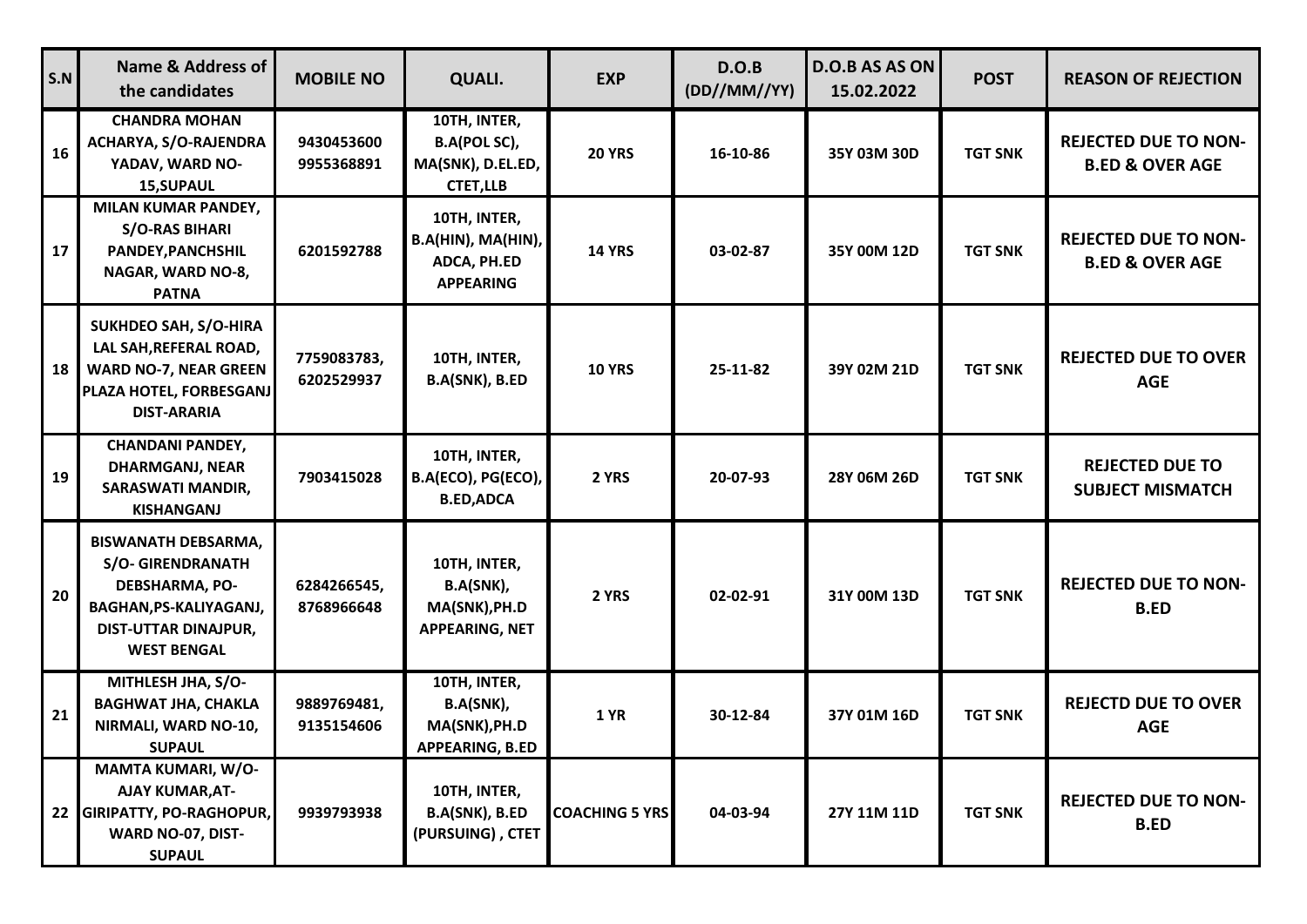| S.N | Name & Address of the candidates | MOBILE NO | QUALI. | EXP | D.O.B (DD//MM//YY) | D.O.B AS AS ON 15.02.2022 | POST | REASON OF REJECTION |
|---|---|---|---|---|---|---|---|---|
| 16 | CHANDRA MOHAN ACHARYA, S/O-RAJENDRA YADAV, WARD NO-15,SUPAUL | 9430453600 9955368891 | 10TH, INTER, B.A(POL SC), MA(SNK), D.EL.ED, CTET,LLB | 20 YRS | 16-10-86 | 35Y 03M 30D | TGT SNK | REJECTED DUE TO NON-B.ED & OVER AGE |
| 17 | MILAN KUMAR PANDEY, S/O-RAS BIHARI PANDEY,PANCHSHIL NAGAR, WARD NO-8, PATNA | 6201592788 | 10TH, INTER, B.A(HIN), MA(HIN), ADCA, PH.ED APPEARING | 14 YRS | 03-02-87 | 35Y 00M 12D | TGT SNK | REJECTED DUE TO NON-B.ED & OVER AGE |
| 18 | SUKHDEO SAH, S/O-HIRA LAL SAH,REFERAL ROAD, WARD NO-7, NEAR GREEN PLAZA HOTEL, FORBESGANJ DIST-ARARIA | 7759083783, 6202529937 | 10TH, INTER, B.A(SNK), B.ED | 10 YRS | 25-11-82 | 39Y 02M 21D | TGT SNK | REJECTED DUE TO OVER AGE |
| 19 | CHANDANI PANDEY, DHARMGANJ, NEAR SARASWATI MANDIR, KISHANGANJ | 7903415028 | 10TH, INTER, B.A(ECO), PG(ECO), B.ED,ADCA | 2 YRS | 20-07-93 | 28Y 06M 26D | TGT SNK | REJECTED DUE TO SUBJECT MISMATCH |
| 20 | BISWANATH DEBSARMA, S/O- GIRENDRANATH DEBSHARMA, PO-BAGHAN,PS-KALIYAGANJ, DIST-UTTAR DINAJPUR, WEST BENGAL | 6284266545, 8768966648 | 10TH, INTER, B.A(SNK), MA(SNK),PH.D APPEARING, NET | 2 YRS | 02-02-91 | 31Y 00M 13D | TGT SNK | REJECTED DUE TO NON-B.ED |
| 21 | MITHLESH JHA, S/O-BAGHWAT JHA, CHAKLA NIRMALI, WARD NO-10, SUPAUL | 9889769481, 9135154606 | 10TH, INTER, B.A(SNK), MA(SNK),PH.D APPEARING, B.ED | 1 YR | 30-12-84 | 37Y 01M 16D | TGT SNK | REJECTD DUE TO OVER AGE |
| 22 | MAMTA KUMARI, W/O-AJAY KUMAR,AT-GIRIPATTY, PO-RAGHOPUR, WARD NO-07, DIST-SUPAUL | 9939793938 | 10TH, INTER, B.A(SNK), B.ED (PURSUING) , CTET | COACHING 5 YRS | 04-03-94 | 27Y 11M 11D | TGT SNK | REJECTED DUE TO NON-B.ED |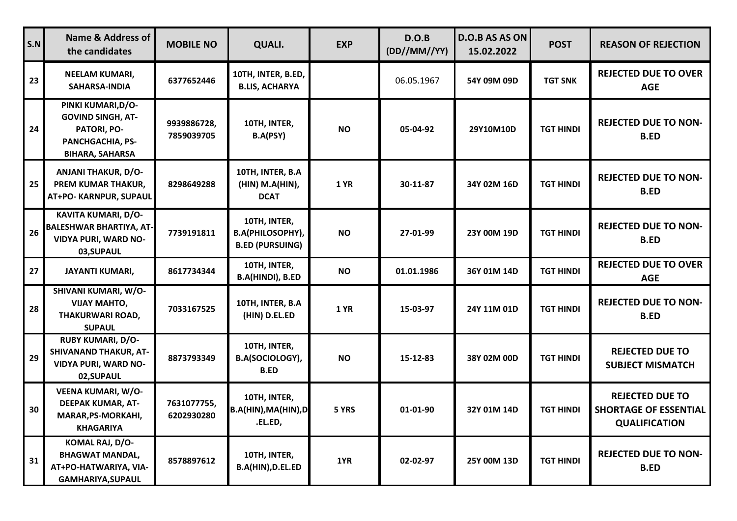| S.N | Name & Address of the candidates | MOBILE NO | QUALI. | EXP | D.O.B (DD//MM//YY) | D.O.B AS AS ON 15.02.2022 | POST | REASON OF REJECTION |
|---|---|---|---|---|---|---|---|---|
| 23 | NEELAM KUMARI, SAHARSA-INDIA | 6377652446 | 10TH, INTER, B.ED, B.LIS, ACHARYA | | 06.05.1967 | 54Y 09M 09D | TGT SNK | REJECTED DUE TO OVER AGE |
| 24 | PINKI KUMARI,D/O-GOVIND SINGH, AT-PATORI, PO-PANCHGACHIA, PS-BIHARA, SAHARSA | 9939886728, 7859039705 | 10TH, INTER, B.A(PSY) | NO | 05-04-92 | 29Y10M10D | TGT HINDI | REJECTED DUE TO NON-B.ED |
| 25 | ANJANI THAKUR, D/O-PREM KUMAR THAKUR, AT+PO- KARNPUR, SUPAUL | 8298649288 | 10TH, INTER, B.A (HIN) M.A(HIN), DCAT | 1 YR | 30-11-87 | 34Y 02M 16D | TGT HINDI | REJECTED DUE TO NON-B.ED |
| 26 | KAVITA KUMARI, D/O-BALESHWAR BHARTIYA, AT-VIDYA PURI, WARD NO-03,SUPAUL | 7739191811 | 10TH, INTER, B.A(PHILOSOPHY), B.ED (PURSUING) | NO | 27-01-99 | 23Y 00M 19D | TGT HINDI | REJECTED DUE TO NON-B.ED |
| 27 | JAYANTI KUMARI, | 8617734344 | 10TH, INTER, B.A(HINDI), B.ED | NO | 01.01.1986 | 36Y 01M 14D | TGT HINDI | REJECTED DUE TO OVER AGE |
| 28 | SHIVANI KUMARI, W/O-VIJAY MAHTO, THAKURWARI ROAD, SUPAUL | 7033167525 | 10TH, INTER, B.A (HIN) D.EL.ED | 1 YR | 15-03-97 | 24Y 11M 01D | TGT HINDI | REJECTED DUE TO NON-B.ED |
| 29 | RUBY KUMARI, D/O-SHIVANAND THAKUR, AT-VIDYA PURI, WARD NO-02,SUPAUL | 8873793349 | 10TH, INTER, B.A(SOCIOLOGY), B.ED | NO | 15-12-83 | 38Y 02M 00D | TGT HINDI | REJECTED DUE TO SUBJECT MISMATCH |
| 30 | VEENA KUMARI, W/O-DEEPAK KUMAR, AT-MARAR,PS-MORKAHI, KHAGARIYA | 7631077755, 6202930280 | 10TH, INTER, B.A(HIN),MA(HIN),D.EL.ED, | 5 YRS | 01-01-90 | 32Y 01M 14D | TGT HINDI | REJECTED DUE TO SHORTAGE OF ESSENTIAL QUALIFICATION |
| 31 | KOMAL RAJ, D/O-BHAGWAT MANDAL, AT+PO-HATWARIYA, VIA-GAMHARIYA,SUPAUL | 8578897612 | 10TH, INTER, B.A(HIN),D.EL.ED | 1YR | 02-02-97 | 25Y 00M 13D | TGT HINDI | REJECTED DUE TO NON-B.ED |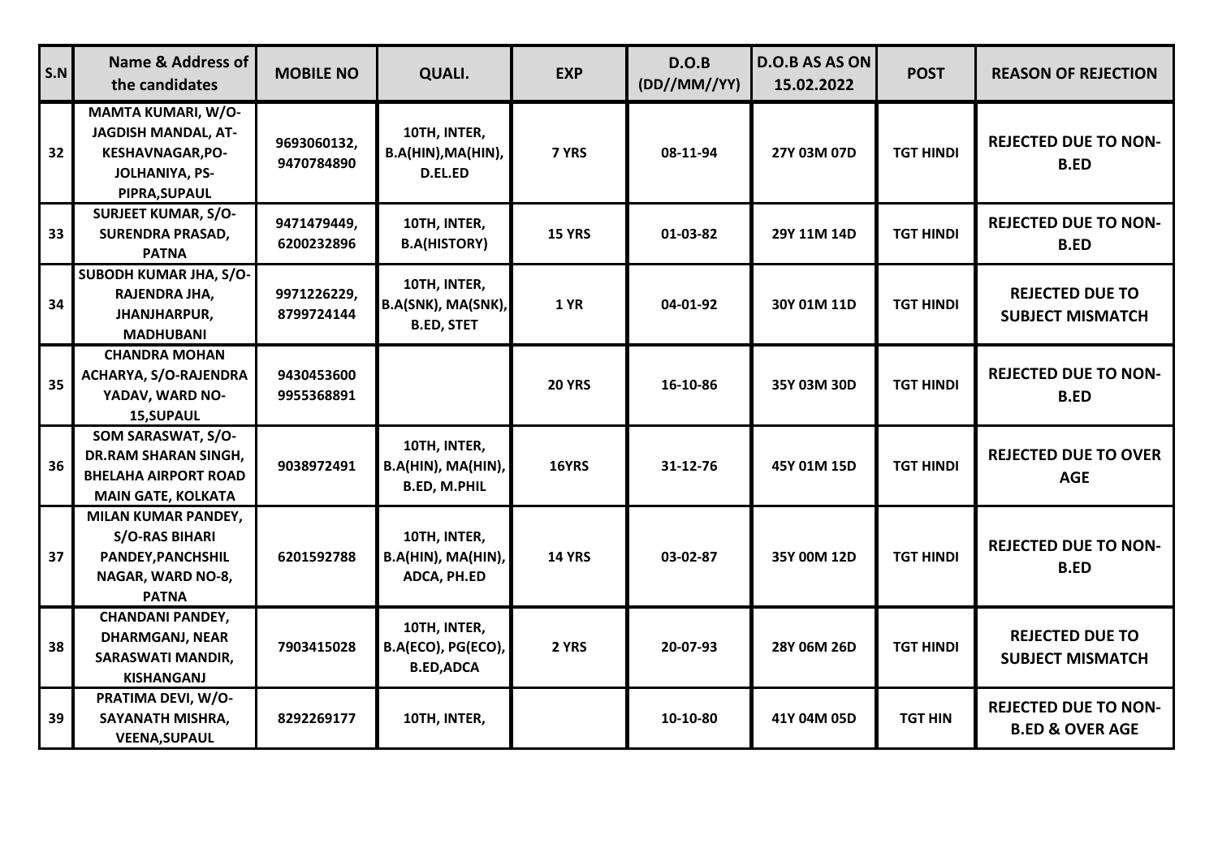| S.N | Name & Address of the candidates | MOBILE NO | QUALI. | EXP | D.O.B (DD//MM//YY) | D.O.B AS AS ON 15.02.2022 | POST | REASON OF REJECTION |
|---|---|---|---|---|---|---|---|---|
| 32 | MAMTA KUMARI, W/O-JAGDISH MANDAL, AT-KESHAVNAGAR,PO-JOLHANIYA, PS-PIPRA,SUPAUL | 9693060132, 9470784890 | 10TH, INTER, B.A(HIN),MA(HIN), D.EL.ED | 7 YRS | 08-11-94 | 27Y 03M 07D | TGT HINDI | REJECTED DUE TO NON-B.ED |
| 33 | SURJEET KUMAR, S/O-SURENDRA PRASAD, PATNA | 9471479449, 6200232896 | 10TH, INTER, B.A(HISTORY) | 15 YRS | 01-03-82 | 29Y 11M 14D | TGT HINDI | REJECTED DUE TO NON-B.ED |
| 34 | SUBODH KUMAR JHA, S/O-RAJENDRA JHA, JHANJHARPUR, MADHUBANI | 9971226229, 8799724144 | 10TH, INTER, B.A(SNK), MA(SNK), B.ED, STET | 1 YR | 04-01-92 | 30Y 01M 11D | TGT HINDI | REJECTED DUE TO SUBJECT MISMATCH |
| 35 | CHANDRA MOHAN ACHARYA, S/O-RAJENDRA YADAV, WARD NO-15,SUPAUL | 9430453600 9955368891 | | 20 YRS | 16-10-86 | 35Y 03M 30D | TGT HINDI | REJECTED DUE TO NON-B.ED |
| 36 | SOM SARASWAT, S/O-DR.RAM SHARAN SINGH, BHELAHA AIRPORT ROAD MAIN GATE, KOLKATA | 9038972491 | 10TH, INTER, B.A(HIN), MA(HIN), B.ED, M.PHIL | 16YRS | 31-12-76 | 45Y 01M 15D | TGT HINDI | REJECTED DUE TO OVER AGE |
| 37 | MILAN KUMAR PANDEY, S/O-RAS BIHARI PANDEY,PANCHSHIL NAGAR, WARD NO-8, PATNA | 6201592788 | 10TH, INTER, B.A(HIN), MA(HIN), ADCA, PH.ED | 14 YRS | 03-02-87 | 35Y 00M 12D | TGT HINDI | REJECTED DUE TO NON-B.ED |
| 38 | CHANDANI PANDEY, DHARMGANJ, NEAR SARASWATI MANDIR, KISHANGANJ | 7903415028 | 10TH, INTER, B.A(ECO), PG(ECO), B.ED,ADCA | 2 YRS | 20-07-93 | 28Y 06M 26D | TGT HINDI | REJECTED DUE TO SUBJECT MISMATCH |
| 39 | PRATIMA DEVI, W/O-SAYANATH MISHRA, VEENA,SUPAUL | 8292269177 | 10TH, INTER, | | 10-10-80 | 41Y 04M 05D | TGT HIN | REJECTED DUE TO NON-B.ED & OVER AGE |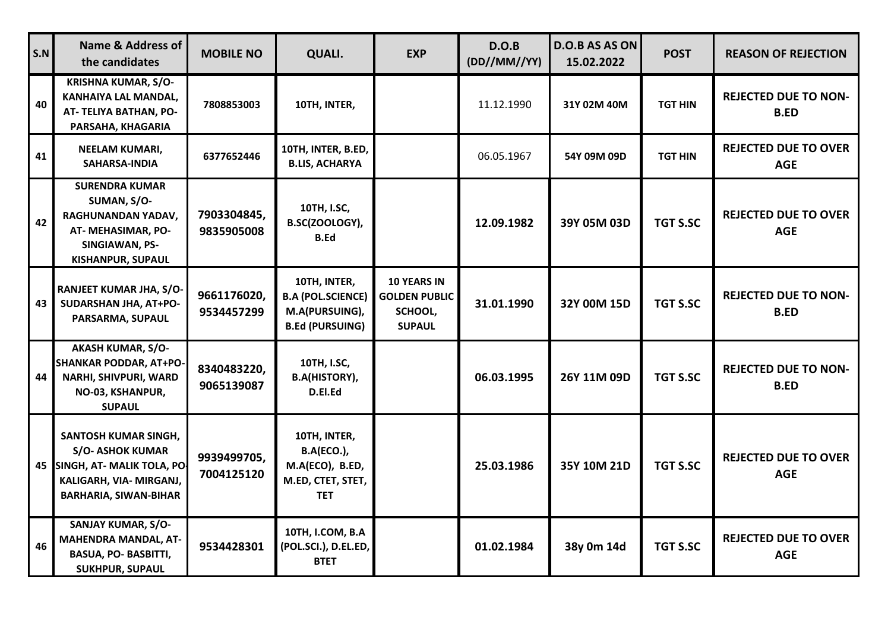| S.N | Name & Address of the candidates | MOBILE NO | QUALI. | EXP | D.O.B (DD//MM//YY) | D.O.B AS AS ON 15.02.2022 | POST | REASON OF REJECTION |
|---|---|---|---|---|---|---|---|---|
| 40 | KRISHNA KUMAR, S/O- KANHAIYA LAL MANDAL, AT- TELIYA BATHAN, PO- PARSAHA, KHAGARIA | 7808853003 | 10TH, INTER, | | 11.12.1990 | 31Y 02M 40M | TGT HIN | REJECTED DUE TO NON-B.ED |
| 41 | NEELAM KUMARI, SAHARSA-INDIA | 6377652446 | 10TH, INTER, B.ED, B.LIS, ACHARYA | | 06.05.1967 | 54Y 09M 09D | TGT HIN | REJECTED DUE TO OVER AGE |
| 42 | SURENDRA KUMAR SUMAN, S/O- RAGHUNANDAN YADAV, AT- MEHASIMAR, PO- SINGIAWAN, PS- KISHANPUR, SUPAUL | 7903304845, 9835905008 | 10TH, I.SC, B.SC(ZOOLOGY), B.Ed | | 12.09.1982 | 39Y 05M 03D | TGT S.SC | REJECTED DUE TO OVER AGE |
| 43 | RANJEET KUMAR JHA, S/O- SUDARSHAN JHA, AT+PO- PARSARMA, SUPAUL | 9661176020, 9534457299 | 10TH, INTER, B.A (POL.SCIENCE) M.A(PURSUING), B.Ed (PURSUING) | 10 YEARS IN GOLDEN PUBLIC SCHOOL, SUPAUL | 31.01.1990 | 32Y 00M 15D | TGT S.SC | REJECTED DUE TO NON-B.ED |
| 44 | AKASH KUMAR, S/O- SHANKAR PODDAR, AT+PO- NARHI, SHIVPURI, WARD NO-03, KSHANPUR, SUPAUL | 8340483220, 9065139087 | 10TH, I.SC, B.A(HISTORY), D.El.Ed | | 06.03.1995 | 26Y 11M 09D | TGT S.SC | REJECTED DUE TO NON-B.ED |
| 45 | SANTOSH KUMAR SINGH, S/O- ASHOK KUMAR SINGH, AT- MALIK TOLA, PO- KALIGARH, VIA- MIRGANJ, BARHARIA, SIWAN-BIHAR | 9939499705, 7004125120 | 10TH, INTER, B.A(ECO.), M.A(ECO), B.ED, M.ED, CTET, STET, TET | | 25.03.1986 | 35Y 10M 21D | TGT S.SC | REJECTED DUE TO OVER AGE |
| 46 | SANJAY KUMAR, S/O- MAHENDRA MANDAL, AT- BASUA, PO- BASBITTI, SUKHPUR, SUPAUL | 9534428301 | 10TH, I.COM, B.A (POL.SCI.), D.EL.ED, BTET | | 01.02.1984 | 38y 0m 14d | TGT S.SC | REJECTED DUE TO OVER AGE |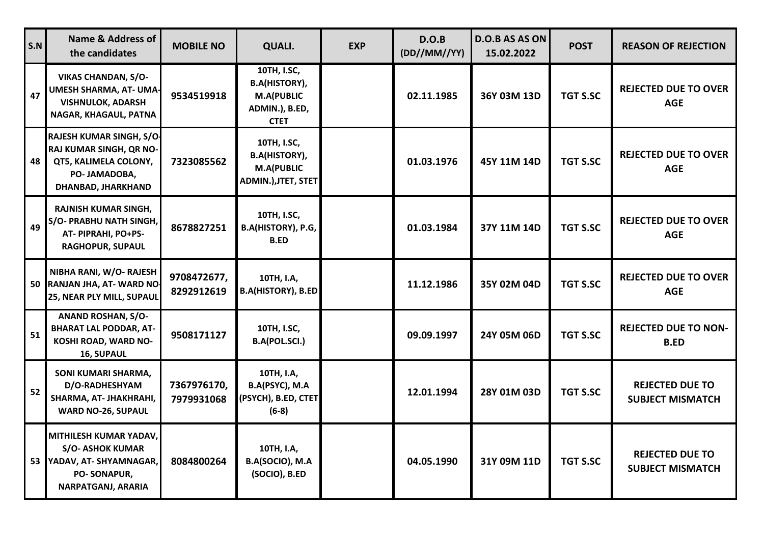| S.N | Name & Address of the candidates | MOBILE NO | QUALI. | EXP | D.O.B (DD//MM//YY) | D.O.B AS AS ON 15.02.2022 | POST | REASON OF REJECTION |
|---|---|---|---|---|---|---|---|---|
| 47 | VIKAS CHANDAN, S/O- UMESH SHARMA, AT- UMA-VISHNULOK, ADARSH NAGAR, KHAGAUL, PATNA | 9534519918 | 10TH, I.SC, B.A(HISTORY), M.A(PUBLIC ADMIN.), B.ED, CTET | | 02.11.1985 | 36Y 03M 13D | TGT S.SC | REJECTED DUE TO OVER AGE |
| 48 | RAJESH KUMAR SINGH, S/O-RAJ KUMAR SINGH, QR NO-QT5, KALIMELA COLONY, PO- JAMADOBA, DHANBAD, JHARKHAND | 7323085562 | 10TH, I.SC, B.A(HISTORY), M.A(PUBLIC ADMIN.),JTET, STET | | 01.03.1976 | 45Y 11M 14D | TGT S.SC | REJECTED DUE TO OVER AGE |
| 49 | RAJNISH KUMAR SINGH, S/O- PRABHU NATH SINGH, AT- PIPRAHI, PO+PS- RAGHOPUR, SUPAUL | 8678827251 | 10TH, I.SC, B.A(HISTORY), P.G, B.ED | | 01.03.1984 | 37Y 11M 14D | TGT S.SC | REJECTED DUE TO OVER AGE |
| 50 | NIBHA RANI, W/O- RAJESH RANJAN JHA, AT- WARD NO-25, NEAR PLY MILL, SUPAUL | 9708472677, 8292912619 | 10TH, I.A, B.A(HISTORY), B.ED | | 11.12.1986 | 35Y 02M 04D | TGT S.SC | REJECTED DUE TO OVER AGE |
| 51 | ANAND ROSHAN, S/O- BHARAT LAL PODDAR, AT- KOSHI ROAD, WARD NO-16, SUPAUL | 9508171127 | 10TH, I.SC, B.A(POL.SCI.) | | 09.09.1997 | 24Y 05M 06D | TGT S.SC | REJECTED DUE TO NON-B.ED |
| 52 | SONI KUMARI SHARMA, D/O-RADHESHYAM SHARMA, AT- JHAKHRAHI, WARD NO-26, SUPAUL | 7367976170, 7979931068 | 10TH, I.A, B.A(PSYC), M.A (PSYCH), B.ED, CTET (6-8) | | 12.01.1994 | 28Y 01M 03D | TGT S.SC | REJECTED DUE TO SUBJECT MISMATCH |
| 53 | MITHILESH KUMAR YADAV, S/O- ASHOK KUMAR YADAV, AT- SHYAMNAGAR, PO- SONAPUR, NARPATGANJ, ARARIA | 8084800264 | 10TH, I.A, B.A(SOCIO), M.A (SOCIO), B.ED | | 04.05.1990 | 31Y 09M 11D | TGT S.SC | REJECTED DUE TO SUBJECT MISMATCH |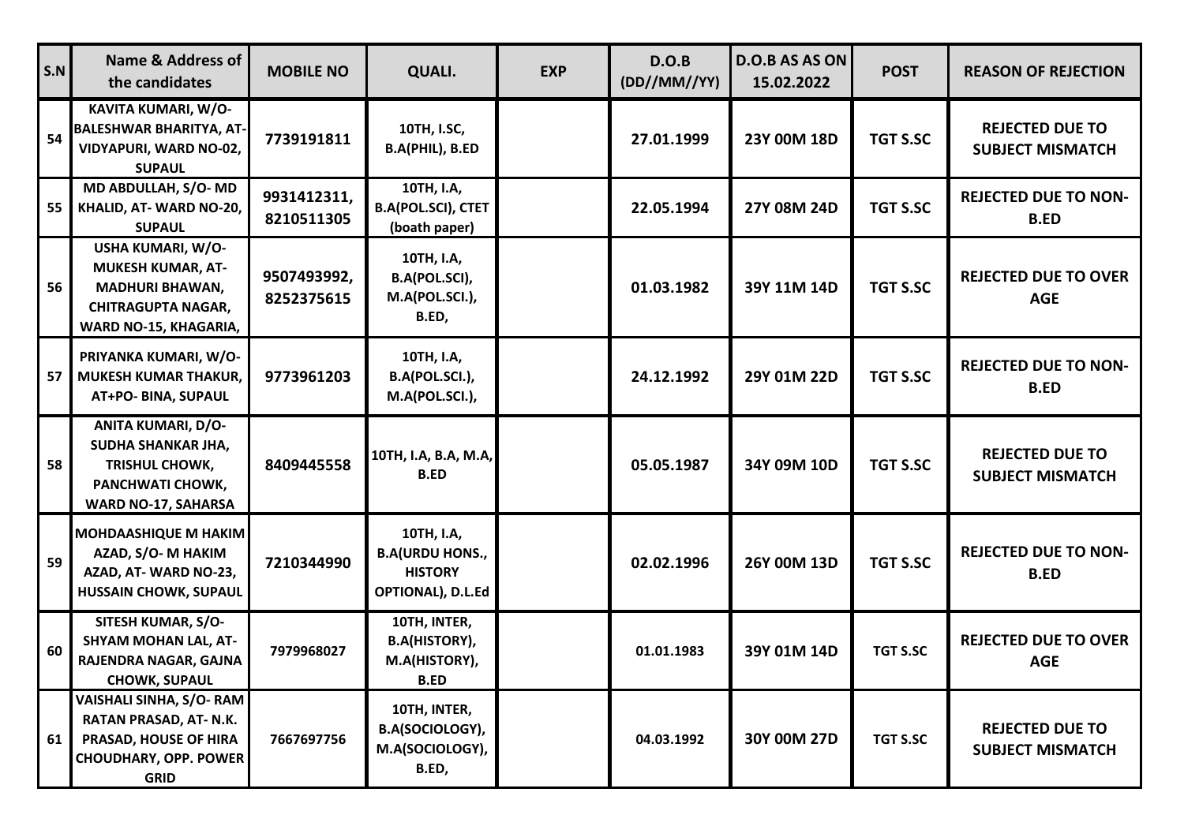| S.N | Name & Address of the candidates | MOBILE NO | QUALI. | EXP | D.O.B (DD//MM//YY) | D.O.B AS AS ON 15.02.2022 | POST | REASON OF REJECTION |
|---|---|---|---|---|---|---|---|---|
| 54 | KAVITA KUMARI, W/O- BALESHWAR BHARITYA, AT- VIDYAPURI, WARD NO-02, SUPAUL | 7739191811 | 10TH, I.SC, B.A(PHIL), B.ED | | 27.01.1999 | 23Y 00M 18D | TGT S.SC | REJECTED DUE TO SUBJECT MISMATCH |
| 55 | MD ABDULLAH, S/O- MD KHALID, AT- WARD NO-20, SUPAUL | 9931412311, 8210511305 | 10TH, I.A, B.A(POL.SCI), CTET (boath paper) | | 22.05.1994 | 27Y 08M 24D | TGT S.SC | REJECTED DUE TO NON-B.ED |
| 56 | USHA KUMARI, W/O- MUKESH KUMAR, AT- MADHURI BHAWAN, CHITRAGUPTA NAGAR, WARD NO-15, KHAGARIA, | 9507493992, 8252375615 | 10TH, I.A, B.A(POL.SCI), M.A(POL.SCI.), B.ED, | | 01.03.1982 | 39Y 11M 14D | TGT S.SC | REJECTED DUE TO OVER AGE |
| 57 | PRIYANKA KUMARI, W/O- MUKESH KUMAR THAKUR, AT+PO- BINA, SUPAUL | 9773961203 | 10TH, I.A, B.A(POL.SCI.), M.A(POL.SCI.), | | 24.12.1992 | 29Y 01M 22D | TGT S.SC | REJECTED DUE TO NON-B.ED |
| 58 | ANITA KUMARI, D/O- SUDHA SHANKAR JHA, TRISHUL CHOWK, PANCHWATI CHOWK, WARD NO-17, SAHARSA | 8409445558 | 10TH, I.A, B.A, M.A, B.ED | | 05.05.1987 | 34Y 09M 10D | TGT S.SC | REJECTED DUE TO SUBJECT MISMATCH |
| 59 | MOHDAASHIQUE M HAKIM AZAD, S/O- M HAKIM AZAD, AT- WARD NO-23, HUSSAIN CHOWK, SUPAUL | 7210344990 | 10TH, I.A, B.A(URDU HONS., HISTORY OPTIONAL), D.L.Ed | | 02.02.1996 | 26Y 00M 13D | TGT S.SC | REJECTED DUE TO NON-B.ED |
| 60 | SITESH KUMAR, S/O- SHYAM MOHAN LAL, AT- RAJENDRA NAGAR, GAJNA CHOWK, SUPAUL | 7979968027 | 10TH, INTER, B.A(HISTORY), M.A(HISTORY), B.ED | | 01.01.1983 | 39Y 01M 14D | TGT S.SC | REJECTED DUE TO OVER AGE |
| 61 | VAISHALI SINHA, S/O- RAM RATAN PRASAD, AT- N.K. PRASAD, HOUSE OF HIRA CHOUDHARY, OPP. POWER GRID | 7667697756 | 10TH, INTER, B.A(SOCIOLOGY), M.A(SOCIOLOGY), B.ED, | | 04.03.1992 | 30Y 00M 27D | TGT S.SC | REJECTED DUE TO SUBJECT MISMATCH |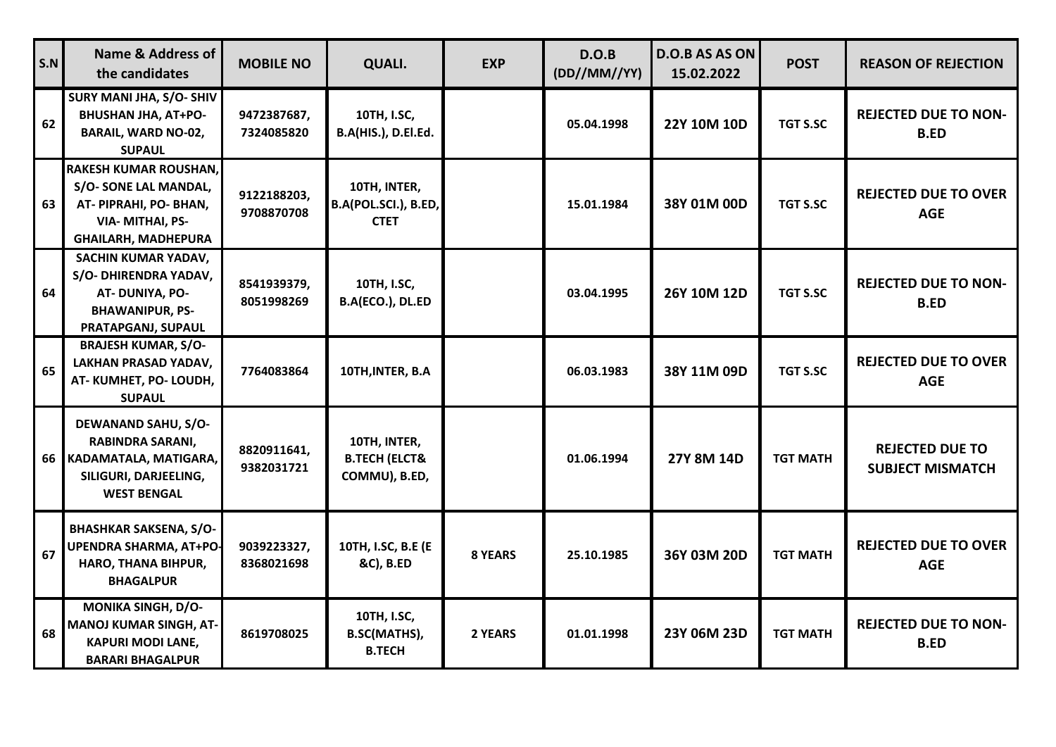| S.N | Name & Address of the candidates | MOBILE NO | QUALI. | EXP | D.O.B (DD//MM//YY) | D.O.B AS AS ON 15.02.2022 | POST | REASON OF REJECTION |
|---|---|---|---|---|---|---|---|---|
| 62 | SURY MANI JHA, S/O- SHIV BHUSHAN JHA, AT+PO- BARAIL, WARD NO-02, SUPAUL | 9472387687, 7324085820 | 10TH, I.SC, B.A(HIS.), D.El.Ed. | | 05.04.1998 | 22Y 10M 10D | TGT S.SC | REJECTED DUE TO NON-B.ED |
| 63 | RAKESH KUMAR ROUSHAN, S/O- SONE LAL MANDAL, AT- PIPRAHI, PO- BHAN, VIA- MITHAI, PS- GHAILARH, MADHEPURA | 9122188203, 9708870708 | 10TH, INTER, B.A(POL.SCI.), B.ED, CTET | | 15.01.1984 | 38Y 01M 00D | TGT S.SC | REJECTED DUE TO OVER AGE |
| 64 | SACHIN KUMAR YADAV, S/O- DHIRENDRA YADAV, AT- DUNIYA, PO- BHAWANIPUR, PS- PRATAPGANJ, SUPAUL | 8541939379, 8051998269 | 10TH, I.SC, B.A(ECO.), DL.ED | | 03.04.1995 | 26Y 10M 12D | TGT S.SC | REJECTED DUE TO NON-B.ED |
| 65 | BRAJESH KUMAR, S/O- LAKHAN PRASAD YADAV, AT- KUMHET, PO- LOUDH, SUPAUL | 7764083864 | 10TH,INTER, B.A | | 06.03.1983 | 38Y 11M 09D | TGT S.SC | REJECTED DUE TO OVER AGE |
| 66 | DEWANAND SAHU, S/O- RABINDRA SARANI, KADAMATALA, MATIGARA, SILIGURI, DARJEELING, WEST BENGAL | 8820911641, 9382031721 | 10TH, INTER, B.TECH (ELCT& COMMU), B.ED, | | 01.06.1994 | 27Y 8M 14D | TGT MATH | REJECTED DUE TO SUBJECT MISMATCH |
| 67 | BHASHKAR SAKSENA, S/O- UPENDRA SHARMA, AT+PO- HARO, THANA BIHPUR, BHAGALPUR | 9039223327, 8368021698 | 10TH, I.SC, B.E (E &C), B.ED | 8 YEARS | 25.10.1985 | 36Y 03M 20D | TGT MATH | REJECTED DUE TO OVER AGE |
| 68 | MONIKA SINGH, D/O- MANOJ KUMAR SINGH, AT- KAPURI MODI LANE, BARARI BHAGALPUR | 8619708025 | 10TH, I.SC, B.SC(MATHS), B.TECH | 2 YEARS | 01.01.1998 | 23Y 06M 23D | TGT MATH | REJECTED DUE TO NON-B.ED |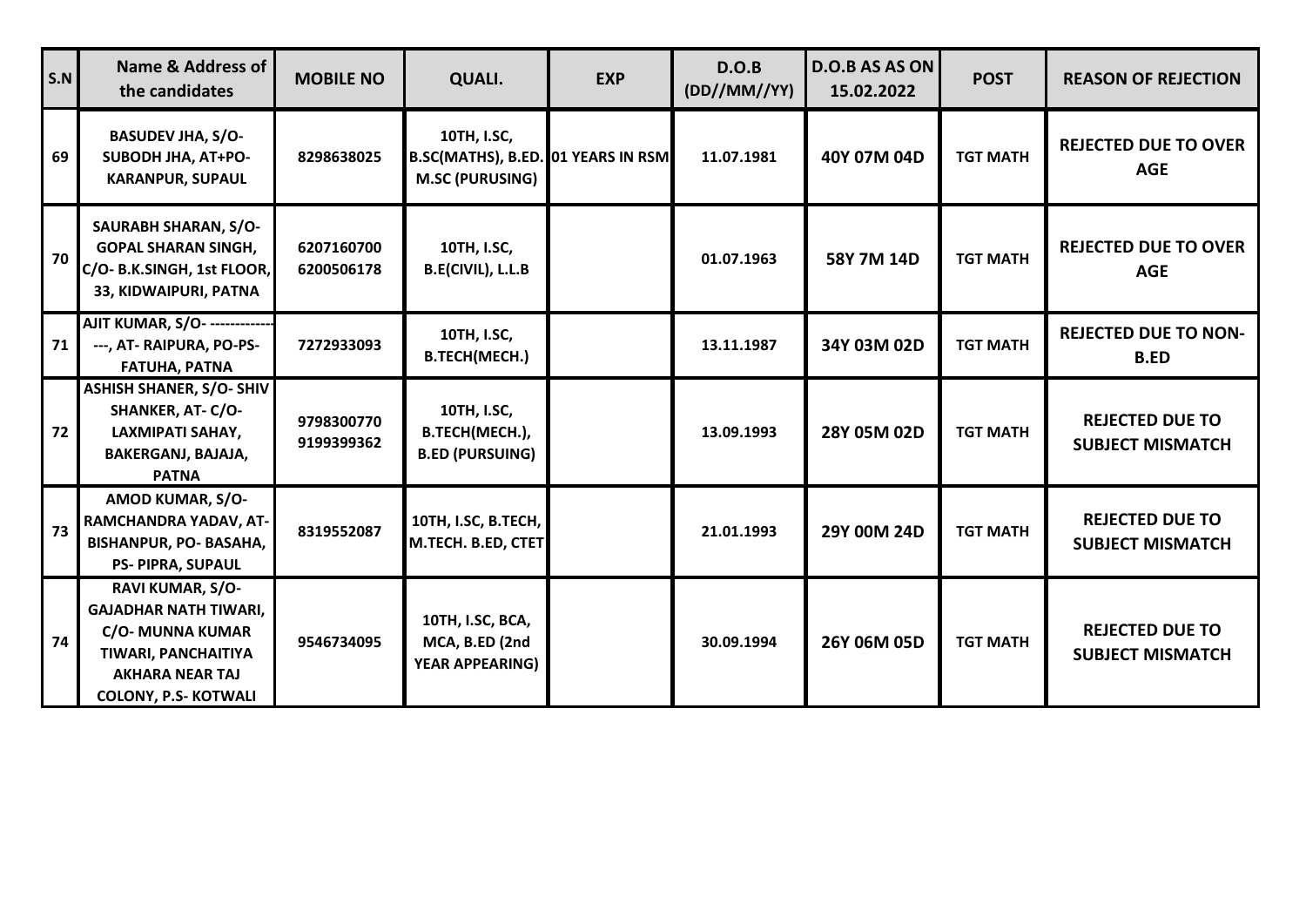| S.N | Name & Address of the candidates | MOBILE NO | QUALI. | EXP | D.O.B (DD//MM//YY) | D.O.B AS AS ON 15.02.2022 | POST | REASON OF REJECTION |
|---|---|---|---|---|---|---|---|---|
| 69 | BASUDEV JHA, S/O- SUBODH JHA, AT+PO- KARANPUR, SUPAUL | 8298638025 | 10TH, I.SC, B.SC(MATHS), B.ED. M.SC (PURUSING) | 01 YEARS IN RSM | 11.07.1981 | 40Y 07M 04D | TGT MATH | REJECTED DUE TO OVER AGE |
| 70 | SAURABH SHARAN, S/O- GOPAL SHARAN SINGH, C/O- B.K.SINGH, 1st FLOOR, 33, KIDWAIPURI, PATNA | 6207160700 6200506178 | 10TH, I.SC, B.E(CIVIL), L.L.B | | 01.07.1963 | 58Y 7M 14D | TGT MATH | REJECTED DUE TO OVER AGE |
| 71 | AJIT KUMAR, S/O- ---------------, AT- RAIPURA, PO-PS- FATUHA, PATNA | 7272933093 | 10TH, I.SC, B.TECH(MECH.) | | 13.11.1987 | 34Y 03M 02D | TGT MATH | REJECTED DUE TO NON-B.ED |
| 72 | ASHISH SHANER, S/O- SHIV SHANKER, AT- C/O- LAXMIPATI SAHAY, BAKERGANJ, BAJAJA, PATNA | 9798300770 9199399362 | 10TH, I.SC, B.TECH(MECH.), B.ED (PURSUING) | | 13.09.1993 | 28Y 05M 02D | TGT MATH | REJECTED DUE TO SUBJECT MISMATCH |
| 73 | AMOD KUMAR, S/O- RAMCHANDRA YADAV, AT- BISHANPUR, PO- BASAHA, PS- PIPRA, SUPAUL | 8319552087 | 10TH, I.SC, B.TECH, M.TECH. B.ED, CTET | | 21.01.1993 | 29Y 00M 24D | TGT MATH | REJECTED DUE TO SUBJECT MISMATCH |
| 74 | RAVI KUMAR, S/O- GAJADHAR NATH TIWARI, C/O- MUNNA KUMAR TIWARI, PANCHAITIYA AKHARA NEAR TAJ COLONY, P.S- KOTWALI | 9546734095 | 10TH, I.SC, BCA, MCA, B.ED (2nd YEAR APPEARING) | | 30.09.1994 | 26Y 06M 05D | TGT MATH | REJECTED DUE TO SUBJECT MISMATCH |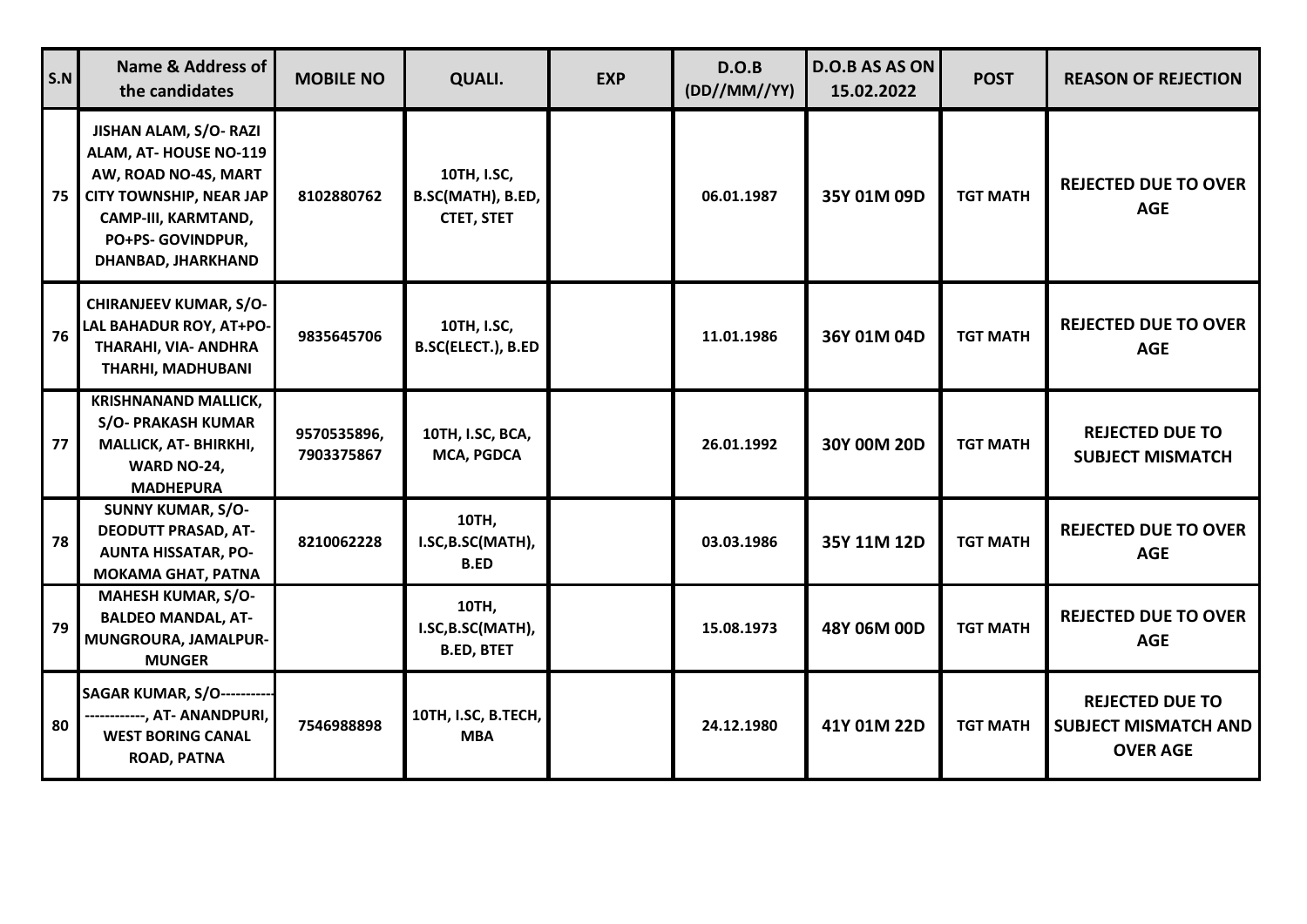| S.N | Name & Address of the candidates | MOBILE NO | QUALI. | EXP | D.O.B (DD//MM//YY) | D.O.B AS AS ON 15.02.2022 | POST | REASON OF REJECTION |
|---|---|---|---|---|---|---|---|---|
| 75 | JISHAN ALAM, S/O- RAZI ALAM, AT- HOUSE NO-119 AW, ROAD NO-4S, MART CITY TOWNSHIP, NEAR JAP CAMP-III, KARMTAND, PO+PS- GOVINDPUR, DHANBAD, JHARKHAND | 8102880762 | 10TH, I.SC, B.SC(MATH), B.ED, CTET, STET | | 06.01.1987 | 35Y 01M 09D | TGT MATH | REJECTED DUE TO OVER AGE |
| 76 | CHIRANJEEV KUMAR, S/O- LAL BAHADUR ROY, AT+PO- THARAHI, VIA- ANDHRA THARHI, MADHUBANI | 9835645706 | 10TH, I.SC, B.SC(ELECT.), B.ED | | 11.01.1986 | 36Y 01M 04D | TGT MATH | REJECTED DUE TO OVER AGE |
| 77 | KRISHNANAND MALLICK, S/O- PRAKASH KUMAR MALLICK, AT- BHIRKHI, WARD NO-24, MADHEPURA | 9570535896, 7903375867 | 10TH, I.SC, BCA, MCA, PGDCA | | 26.01.1992 | 30Y 00M 20D | TGT MATH | REJECTED DUE TO SUBJECT MISMATCH |
| 78 | SUNNY KUMAR, S/O- DEODUTT PRASAD, AT- AUNTA HISSATAR, PO- MOKAMA GHAT, PATNA | 8210062228 | 10TH, I.SC,B.SC(MATH), B.ED | | 03.03.1986 | 35Y 11M 12D | TGT MATH | REJECTED DUE TO OVER AGE |
| 79 | MAHESH KUMAR, S/O- BALDEO MANDAL, AT- MUNGROURA, JAMALPUR- MUNGER | | 10TH, I.SC,B.SC(MATH), B.ED, BTET | | 15.08.1973 | 48Y 06M 00D | TGT MATH | REJECTED DUE TO OVER AGE |
| 80 | SAGAR KUMAR, S/O----------------------, AT- ANANDPURI, WEST BORING CANAL ROAD, PATNA | 7546988898 | 10TH, I.SC, B.TECH, MBA | | 24.12.1980 | 41Y 01M 22D | TGT MATH | REJECTED DUE TO SUBJECT MISMATCH AND OVER AGE |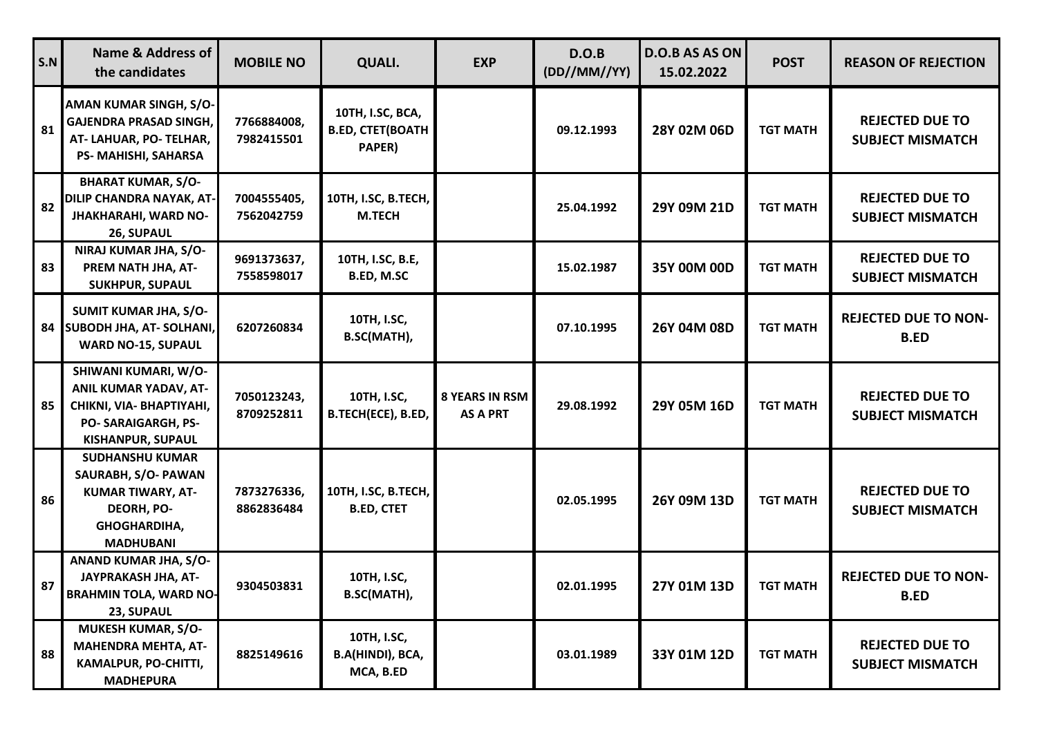| S.N | Name & Address of the candidates | MOBILE NO | QUALI. | EXP | D.O.B (DD//MM//YY) | D.O.B AS AS ON 15.02.2022 | POST | REASON OF REJECTION |
|---|---|---|---|---|---|---|---|---|
| 81 | AMAN KUMAR SINGH, S/O- GAJENDRA PRASAD SINGH, AT- LAHUAR, PO- TELHAR, PS- MAHISHI, SAHARSA | 7766884008, 7982415501 | 10TH, I.SC, BCA, B.ED, CTET(BOATH PAPER) | | 09.12.1993 | 28Y 02M 06D | TGT MATH | REJECTED DUE TO SUBJECT MISMATCH |
| 82 | BHARAT KUMAR, S/O- DILIP CHANDRA NAYAK, AT- JHAKHARAHI, WARD NO- 26, SUPAUL | 7004555405, 7562042759 | 10TH, I.SC, B.TECH, M.TECH | | 25.04.1992 | 29Y 09M 21D | TGT MATH | REJECTED DUE TO SUBJECT MISMATCH |
| 83 | NIRAJ KUMAR JHA, S/O- PREM NATH JHA, AT- SUKHPUR, SUPAUL | 9691373637, 7558598017 | 10TH, I.SC, B.E, B.ED, M.SC | | 15.02.1987 | 35Y 00M 00D | TGT MATH | REJECTED DUE TO SUBJECT MISMATCH |
| 84 | SUMIT KUMAR JHA, S/O- SUBODH JHA, AT- SOLHANI, WARD NO-15, SUPAUL | 6207260834 | 10TH, I.SC, B.SC(MATH), | | 07.10.1995 | 26Y 04M 08D | TGT MATH | REJECTED DUE TO NON-B.ED |
| 85 | SHIWANI KUMARI, W/O- ANIL KUMAR YADAV, AT- CHIKNI, VIA- BHAPTIYAHI, PO- SARAIGARGH, PS- KISHANPUR, SUPAUL | 7050123243, 8709252811 | 10TH, I.SC, B.TECH(ECE), B.ED, | 8 YEARS IN RSM AS A PRT | 29.08.1992 | 29Y 05M 16D | TGT MATH | REJECTED DUE TO SUBJECT MISMATCH |
| 86 | SUDHANSHU KUMAR SAURABH, S/O- PAWAN KUMAR TIWARY, AT- DEORH, PO- GHOGHARDIHA, MADHUBANI | 7873276336, 8862836484 | 10TH, I.SC, B.TECH, B.ED, CTET | | 02.05.1995 | 26Y 09M 13D | TGT MATH | REJECTED DUE TO SUBJECT MISMATCH |
| 87 | ANAND KUMAR JHA, S/O- JAYPRAKASH JHA, AT- BRAHMIN TOLA, WARD NO- 23, SUPAUL | 9304503831 | 10TH, I.SC, B.SC(MATH), | | 02.01.1995 | 27Y 01M 13D | TGT MATH | REJECTED DUE TO NON-B.ED |
| 88 | MUKESH KUMAR, S/O- MAHENDRA MEHTA, AT- KAMALPUR, PO-CHITTI, MADHEPURA | 8825149616 | 10TH, I.SC, B.A(HINDI), BCA, MCA, B.ED | | 03.01.1989 | 33Y 01M 12D | TGT MATH | REJECTED DUE TO SUBJECT MISMATCH |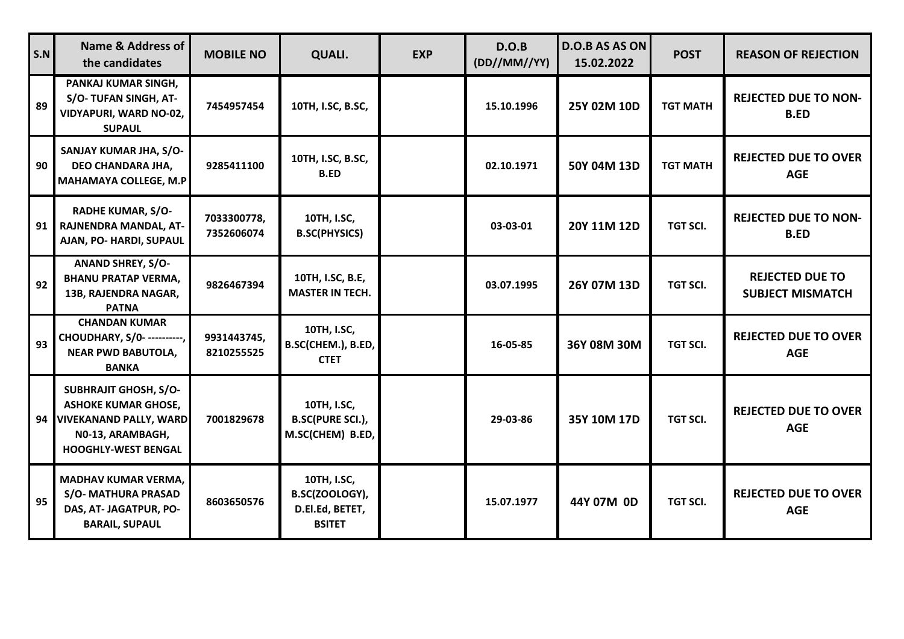| S.N | Name & Address of the candidates | MOBILE NO | QUALI. | EXP | D.O.B (DD//MM//YY) | D.O.B AS AS ON 15.02.2022 | POST | REASON OF REJECTION |
|---|---|---|---|---|---|---|---|---|
| 89 | PANKAJ KUMAR SINGH, S/O- TUFAN SINGH, AT- VIDYAPURI, WARD NO-02, SUPAUL | 7454957454 | 10TH, I.SC, B.SC, | | 15.10.1996 | 25Y 02M 10D | TGT MATH | REJECTED DUE TO NON-B.ED |
| 90 | SANJAY KUMAR JHA, S/O- DEO CHANDARA JHA, MAHAMAYA COLLEGE, M.P | 9285411100 | 10TH, I.SC, B.SC, B.ED | | 02.10.1971 | 50Y 04M 13D | TGT MATH | REJECTED DUE TO OVER AGE |
| 91 | RADHE KUMAR, S/O- RAJNENDRA MANDAL, AT- AJAN, PO- HARDI, SUPAUL | 7033300778, 7352606074 | 10TH, I.SC, B.SC(PHYSICS) | | 03-03-01 | 20Y 11M 12D | TGT SCI. | REJECTED DUE TO NON-B.ED |
| 92 | ANAND SHREY, S/O- BHANU PRATAP VERMA, 13B, RAJENDRA NAGAR, PATNA | 9826467394 | 10TH, I.SC, B.E, MASTER IN TECH. | | 03.07.1995 | 26Y 07M 13D | TGT SCI. | REJECTED DUE TO SUBJECT MISMATCH |
| 93 | CHANDAN KUMAR CHOUDHARY, S/0- ----------, NEAR PWD BABUTOLA, BANKA | 9931443745, 8210255525 | 10TH, I.SC, B.SC(CHEM.), B.ED, CTET | | 16-05-85 | 36Y 08M 30M | TGT SCI. | REJECTED DUE TO OVER AGE |
| 94 | SUBHRAJIT GHOSH, S/O- ASHOKE KUMAR GHOSE, VIVEKANAND PALLY, WARD N0-13, ARAMBAGH, HOOGHLY-WEST BENGAL | 7001829678 | 10TH, I.SC, B.SC(PURE SCI.), M.SC(CHEM) B.ED, | | 29-03-86 | 35Y 10M 17D | TGT SCI. | REJECTED DUE TO OVER AGE |
| 95 | MADHAV KUMAR VERMA, S/O- MATHURA PRASAD DAS, AT- JAGATPUR, PO- BARAIL, SUPAUL | 8603650576 | 10TH, I.SC, B.SC(ZOOLOGY), D.El.Ed, BETET, BSITET | | 15.07.1977 | 44Y 07M 0D | TGT SCI. | REJECTED DUE TO OVER AGE |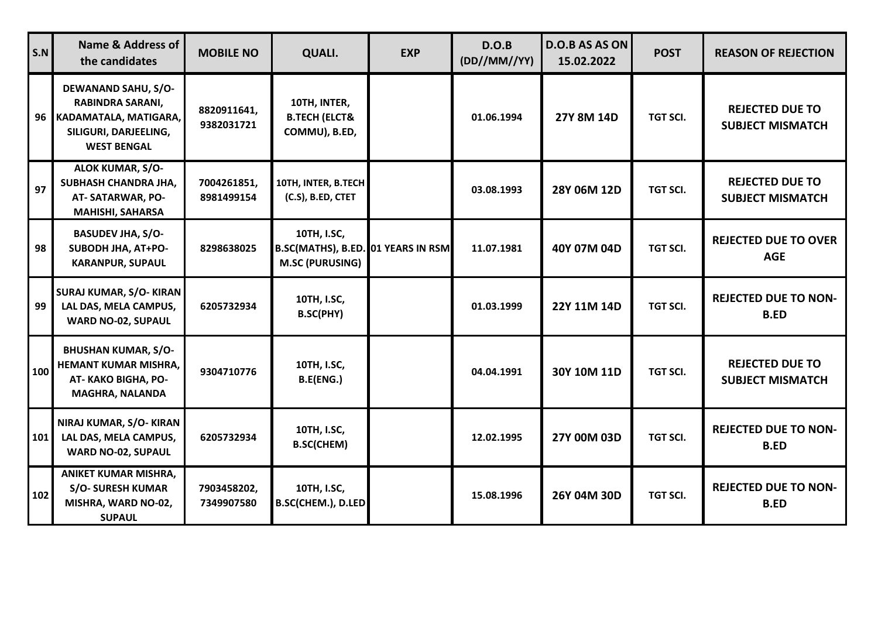| S.N | Name & Address of the candidates | MOBILE NO | QUALI. | EXP | D.O.B (DD//MM//YY) | D.O.B AS AS ON 15.02.2022 | POST | REASON OF REJECTION |
|---|---|---|---|---|---|---|---|---|
| 96 | DEWANAND SAHU, S/O- RABINDRA SARANI, KADAMATALA, MATIGARA, SILIGURI, DARJEELING, WEST BENGAL | 8820911641, 9382031721 | 10TH, INTER, B.TECH (ELCT& COMMU), B.ED, | | 01.06.1994 | 27Y 8M 14D | TGT SCI. | REJECTED DUE TO SUBJECT MISMATCH |
| 97 | ALOK KUMAR, S/O- SUBHASH CHANDRA JHA, AT- SATARWAR, PO- MAHISHI, SAHARSA | 7004261851, 8981499154 | 10TH, INTER, B.TECH (C.S), B.ED, CTET | | 03.08.1993 | 28Y 06M 12D | TGT SCI. | REJECTED DUE TO SUBJECT MISMATCH |
| 98 | BASUDEV JHA, S/O- SUBODH JHA, AT+PO- KARANPUR, SUPAUL | 8298638025 | 10TH, I.SC, B.SC(MATHS), B.ED. M.SC (PURUSING) | 01 YEARS IN RSM | 11.07.1981 | 40Y 07M 04D | TGT SCI. | REJECTED DUE TO OVER AGE |
| 99 | SURAJ KUMAR, S/O- KIRAN LAL DAS, MELA CAMPUS, WARD NO-02, SUPAUL | 6205732934 | 10TH, I.SC, B.SC(PHY) | | 01.03.1999 | 22Y 11M 14D | TGT SCI. | REJECTED DUE TO NON-B.ED |
| 100 | BHUSHAN KUMAR, S/O- HEMANT KUMAR MISHRA, AT- KAKO BIGHA, PO- MAGHRA, NALANDA | 9304710776 | 10TH, I.SC, B.E(ENG.) | | 04.04.1991 | 30Y 10M 11D | TGT SCI. | REJECTED DUE TO SUBJECT MISMATCH |
| 101 | NIRAJ KUMAR, S/O- KIRAN LAL DAS, MELA CAMPUS, WARD NO-02, SUPAUL | 6205732934 | 10TH, I.SC, B.SC(CHEM) | | 12.02.1995 | 27Y 00M 03D | TGT SCI. | REJECTED DUE TO NON-B.ED |
| 102 | ANIKET KUMAR MISHRA, S/O- SURESH KUMAR MISHRA, WARD NO-02, SUPAUL | 7903458202, 7349907580 | 10TH, I.SC, B.SC(CHEM.), D.LED | | 15.08.1996 | 26Y 04M 30D | TGT SCI. | REJECTED DUE TO NON-B.ED |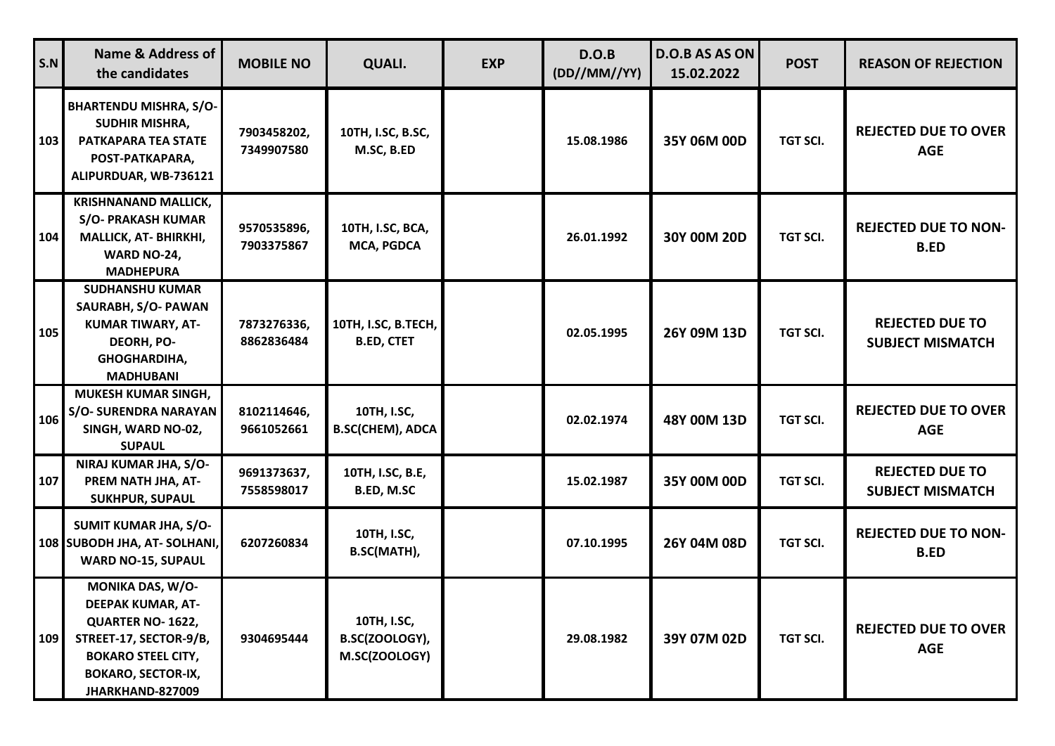| S.N | Name & Address of the candidates | MOBILE NO | QUALI. | EXP | D.O.B (DD//MM//YY) | D.O.B AS AS ON 15.02.2022 | POST | REASON OF REJECTION |
|---|---|---|---|---|---|---|---|---|
| 103 | BHARTENDU MISHRA, S/O- SUDHIR MISHRA, PATKAPARA TEA STATE POST-PATKAPARA, ALIPURDUAR, WB-736121 | 7903458202, 7349907580 | 10TH, I.SC, B.SC, M.SC, B.ED | | 15.08.1986 | 35Y 06M 00D | TGT SCI. | REJECTED DUE TO OVER AGE |
| 104 | KRISHNANAND MALLICK, S/O- PRAKASH KUMAR MALLICK, AT- BHIRKHI, WARD NO-24, MADHEPURA | 9570535896, 7903375867 | 10TH, I.SC, BCA, MCA, PGDCA | | 26.01.1992 | 30Y 00M 20D | TGT SCI. | REJECTED DUE TO NON-B.ED |
| 105 | SUDHANSHU KUMAR SAURABH, S/O- PAWAN KUMAR TIWARY, AT- DEORH, PO- GHOGHARDIHA, MADHUBANI | 7873276336, 8862836484 | 10TH, I.SC, B.TECH, B.ED, CTET | | 02.05.1995 | 26Y 09M 13D | TGT SCI. | REJECTED DUE TO SUBJECT MISMATCH |
| 106 | MUKESH KUMAR SINGH, S/O- SURENDRA NARAYAN SINGH, WARD NO-02, SUPAUL | 8102114646, 9661052661 | 10TH, I.SC, B.SC(CHEM), ADCA | | 02.02.1974 | 48Y 00M 13D | TGT SCI. | REJECTED DUE TO OVER AGE |
| 107 | NIRAJ KUMAR JHA, S/O- PREM NATH JHA, AT- SUKHPUR, SUPAUL | 9691373637, 7558598017 | 10TH, I.SC, B.E, B.ED, M.SC | | 15.02.1987 | 35Y 00M 00D | TGT SCI. | REJECTED DUE TO SUBJECT MISMATCH |
| 108 | SUMIT KUMAR JHA, S/O- SUBODH JHA, AT- SOLHANI, WARD NO-15, SUPAUL | 6207260834 | 10TH, I.SC, B.SC(MATH), | | 07.10.1995 | 26Y 04M 08D | TGT SCI. | REJECTED DUE TO NON-B.ED |
| 109 | MONIKA DAS, W/O- DEEPAK KUMAR, AT- QUARTER NO- 1622, STREET-17, SECTOR-9/B, BOKARO STEEL CITY, BOKARO, SECTOR-IX, JHARKHAND-827009 | 9304695444 | 10TH, I.SC, B.SC(ZOOLOGY), M.SC(ZOOLOGY) | | 29.08.1982 | 39Y 07M 02D | TGT SCI. | REJECTED DUE TO OVER AGE |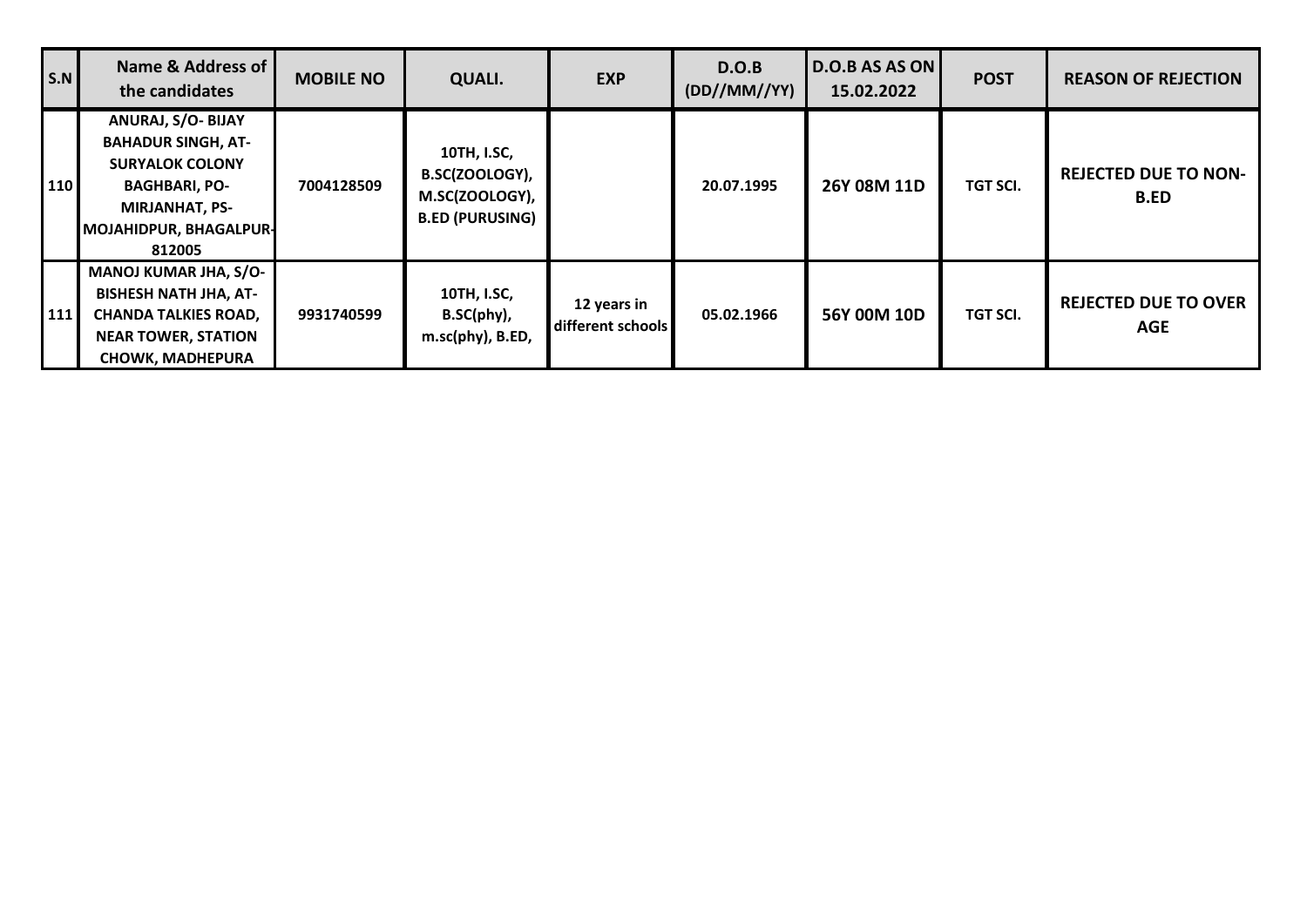| S.N | Name & Address of the candidates | MOBILE NO | QUALI. | EXP | D.O.B (DD//MM//YY) | D.O.B AS AS ON 15.02.2022 | POST | REASON OF REJECTION |
|---|---|---|---|---|---|---|---|---|
| 110 | ANURAJ, S/O- BIJAY BAHADUR SINGH, AT- SURYALOK COLONY BAGHBARI, PO- MIRJANHAT, PS- MOJAHIDPUR, BHAGALPUR-812005 | 7004128509 | 10TH, I.SC, B.SC(ZOOLOGY), M.SC(ZOOLOGY), B.ED (PURUSING) | | 20.07.1995 | 26Y 08M 11D | TGT SCI. | REJECTED DUE TO NON-B.ED |
| 111 | MANOJ KUMAR JHA, S/O- BISHESH NATH JHA, AT- CHANDA TALKIES ROAD, NEAR TOWER, STATION CHOWK, MADHEPURA | 9931740599 | 10TH, I.SC, B.SC(phy), m.sc(phy), B.ED, | 12 years in different schools | 05.02.1966 | 56Y 00M 10D | TGT SCI. | REJECTED DUE TO OVER AGE |